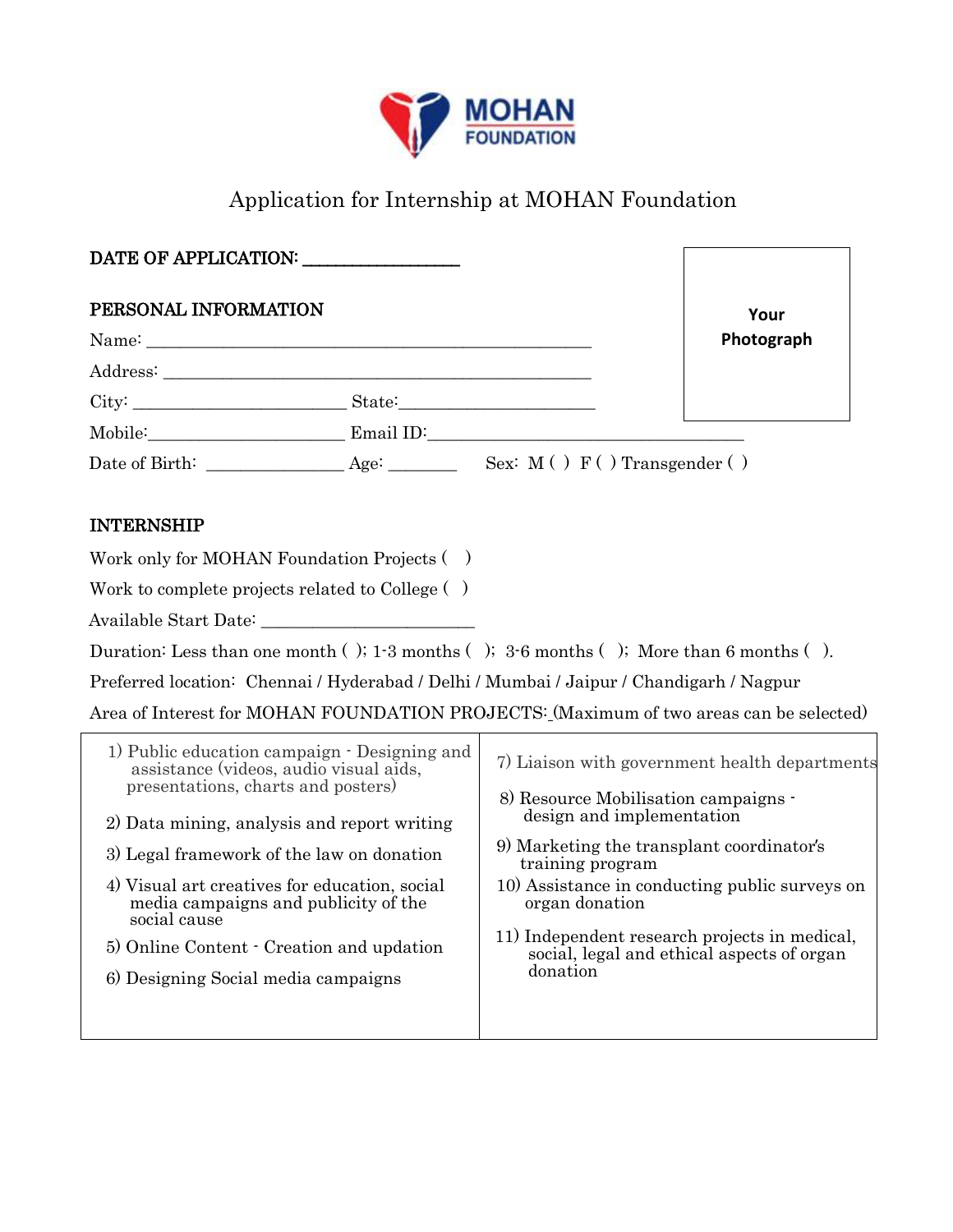MOHAN FOUNDATION

# Application for Internship at MOHAN Foundation

**DATE OF APPLICATION:** ___________________

Your Photograph

## PERSONAL INFORMATION

Name: ________________________________________________

Address: ______________________________________________

City: ________________________ State: ______________________

Mobile: ______________________ Email ID: ___________________________________

Date of Birth: _______________ Age: ________ Sex: M ( ) F ( ) Transgender ( )

## INTERNSHIP

Work only for MOHAN Foundation Projects ( )

Work to complete projects related to College ( )

Available Start Date: ________________________

Duration: Less than one month ( ); 1-3 months ( ); 3-6 months ( ); More than 6 months ( ).

Preferred location: Chennai / Hyderabad / Delhi / Mumbai / Jaipur / Chandigarh / Nagpur

Area of Interest for MOHAN FOUNDATION PROJECTS: (Maximum of two areas can be selected)

| | |
|---|---|
| 1) Public education campaign - Designing and assistance (videos, audio visual aids, presentations, charts and posters) | 7) Liaison with government health departments |
| 2) Data mining, analysis and report writing | 8) Resource Mobilisation campaigns - design and implementation |
| 3) Legal framework of the law on donation | 9) Marketing the transplant coordinator's training program |
| 4) Visual art creatives for education, social media campaigns and publicity of the social cause | 10) Assistance in conducting public surveys on organ donation |
| 5) Online Content - Creation and updation | 11) Independent research projects in medical, social, legal and ethical aspects of organ donation |
| 6) Designing Social media campaigns | |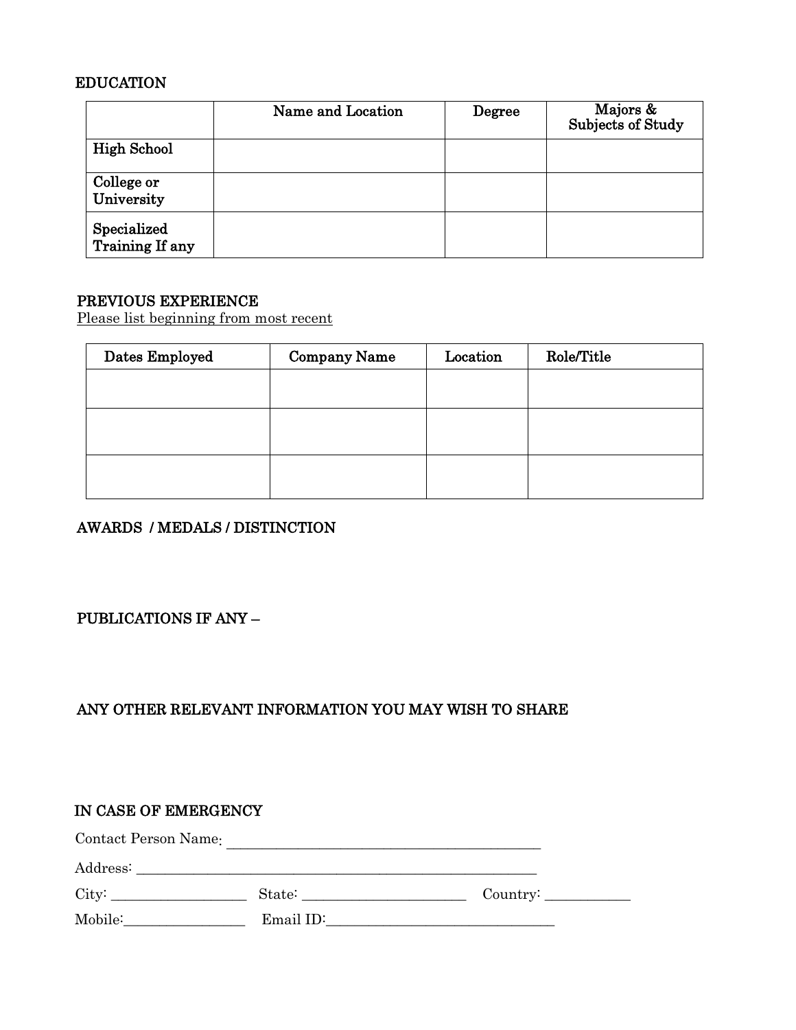## EDUCATION

| | Name and Location | Degree | Majors & Subjects of Study |
|---|---|---|---|
| **High School** | | | |
| **College or University** | | | |
| **Specialized Training If any** | | | |

## PREVIOUS EXPERIENCE

Please list beginning from most recent

| Dates Employed | Company Name | Location | Role/Title |
|---|---|---|---|
| | | | |
| | | | |
| | | | |

## AWARDS / MEDALS / DISTINCTION

## PUBLICATIONS IF ANY –

## ANY OTHER RELEVANT INFORMATION YOU MAY WISH TO SHARE

## IN CASE OF EMERGENCY

Contact Person Name: ____________________________________________

Address: ________________________________________________________

City: __________________ State: ______________________ Country: ___________

Mobile:________________ Email ID:________________________________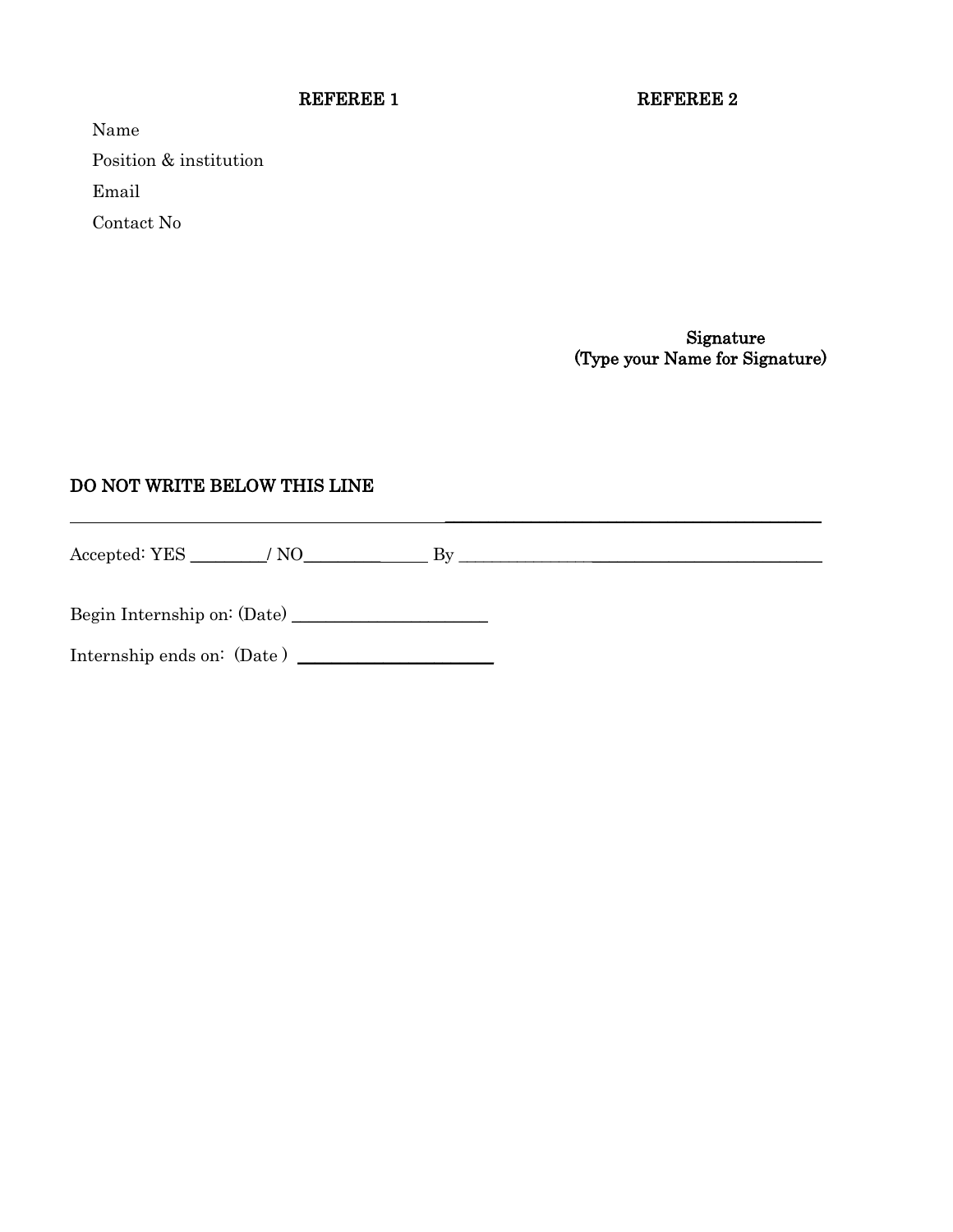| | REFEREE 1 | REFEREE 2 |
|---|---|---|
| Name | | |
| Position & institution | | |
| Email | | |
| Contact No | | |

Signature
(Type your Name for Signature)

**DO NOT WRITE BELOW THIS LINE**

---

Accepted: YES ________/ NO______________ By ______________________________________

Begin Internship on: (Date) ______________________

Internship ends on: (Date ) ______________________